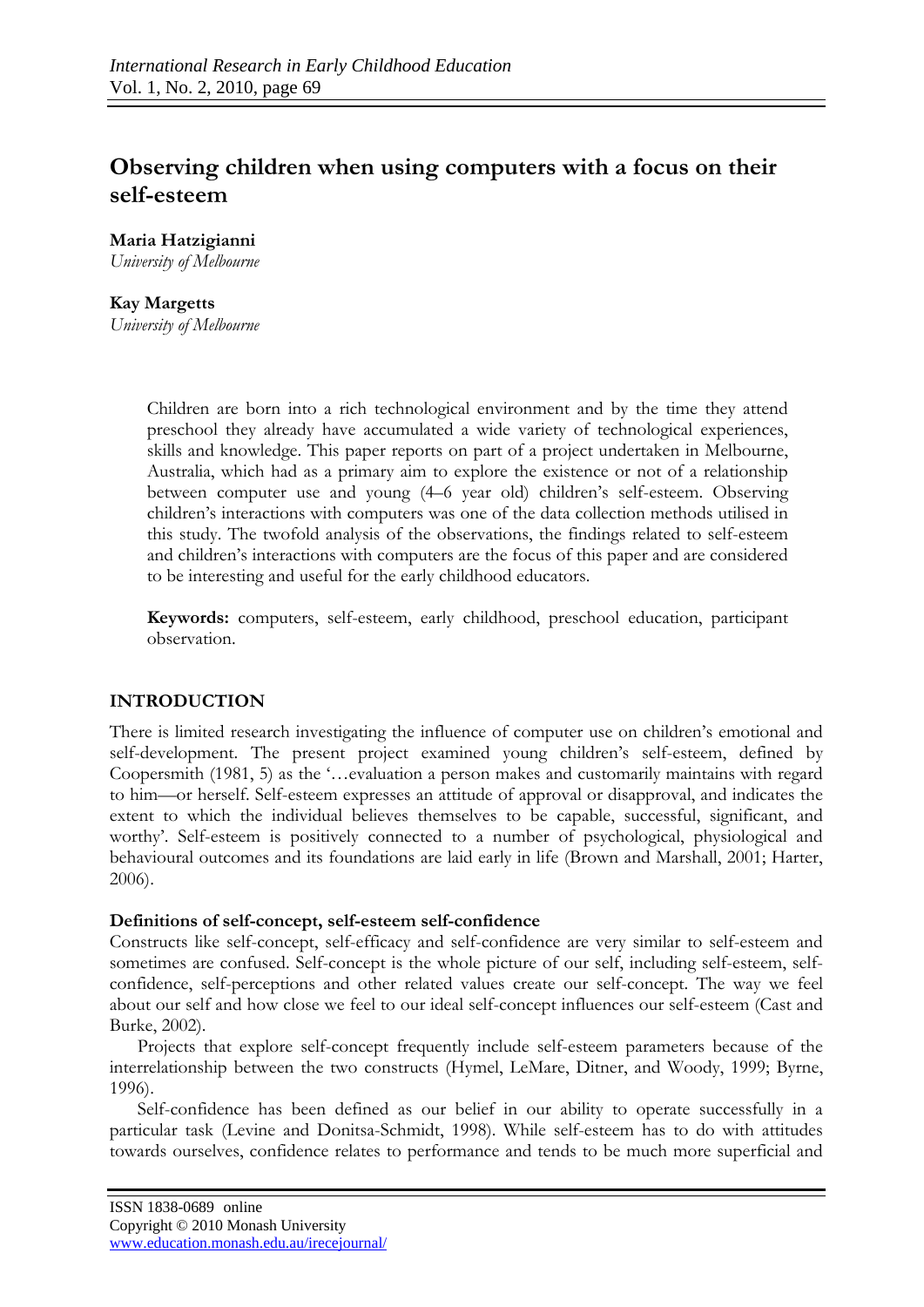# Observing children when using computers with a focus on their self-esteem

**Maria Hatzigianni**
*University of Melbourne*

**Kay Margetts**
*University of Melbourne*

Children are born into a rich technological environment and by the time they attend preschool they already have accumulated a wide variety of technological experiences, skills and knowledge. This paper reports on part of a project undertaken in Melbourne, Australia, which had as a primary aim to explore the existence or not of a relationship between computer use and young (4–6 year old) children's self-esteem. Observing children's interactions with computers was one of the data collection methods utilised in this study. The twofold analysis of the observations, the findings related to self-esteem and children's interactions with computers are the focus of this paper and are considered to be interesting and useful for the early childhood educators.

**Keywords:** computers, self-esteem, early childhood, preschool education, participant observation.

## INTRODUCTION

There is limited research investigating the influence of computer use on children's emotional and self-development. The present project examined young children's self-esteem, defined by Coopersmith (1981, 5) as the '…evaluation a person makes and customarily maintains with regard to him—or herself. Self-esteem expresses an attitude of approval or disapproval, and indicates the extent to which the individual believes themselves to be capable, successful, significant, and worthy'. Self-esteem is positively connected to a number of psychological, physiological and behavioural outcomes and its foundations are laid early in life (Brown and Marshall, 2001; Harter, 2006).

### Definitions of self-concept, self-esteem self-confidence

Constructs like self-concept, self-efficacy and self-confidence are very similar to self-esteem and sometimes are confused. Self-concept is the whole picture of our self, including self-esteem, self-confidence, self-perceptions and other related values create our self-concept. The way we feel about our self and how close we feel to our ideal self-concept influences our self-esteem (Cast and Burke, 2002).

Projects that explore self-concept frequently include self-esteem parameters because of the interrelationship between the two constructs (Hymel, LeMare, Ditner, and Woody, 1999; Byrne, 1996).

Self-confidence has been defined as our belief in our ability to operate successfully in a particular task (Levine and Donitsa-Schmidt, 1998). While self-esteem has to do with attitudes towards ourselves, confidence relates to performance and tends to be much more superficial and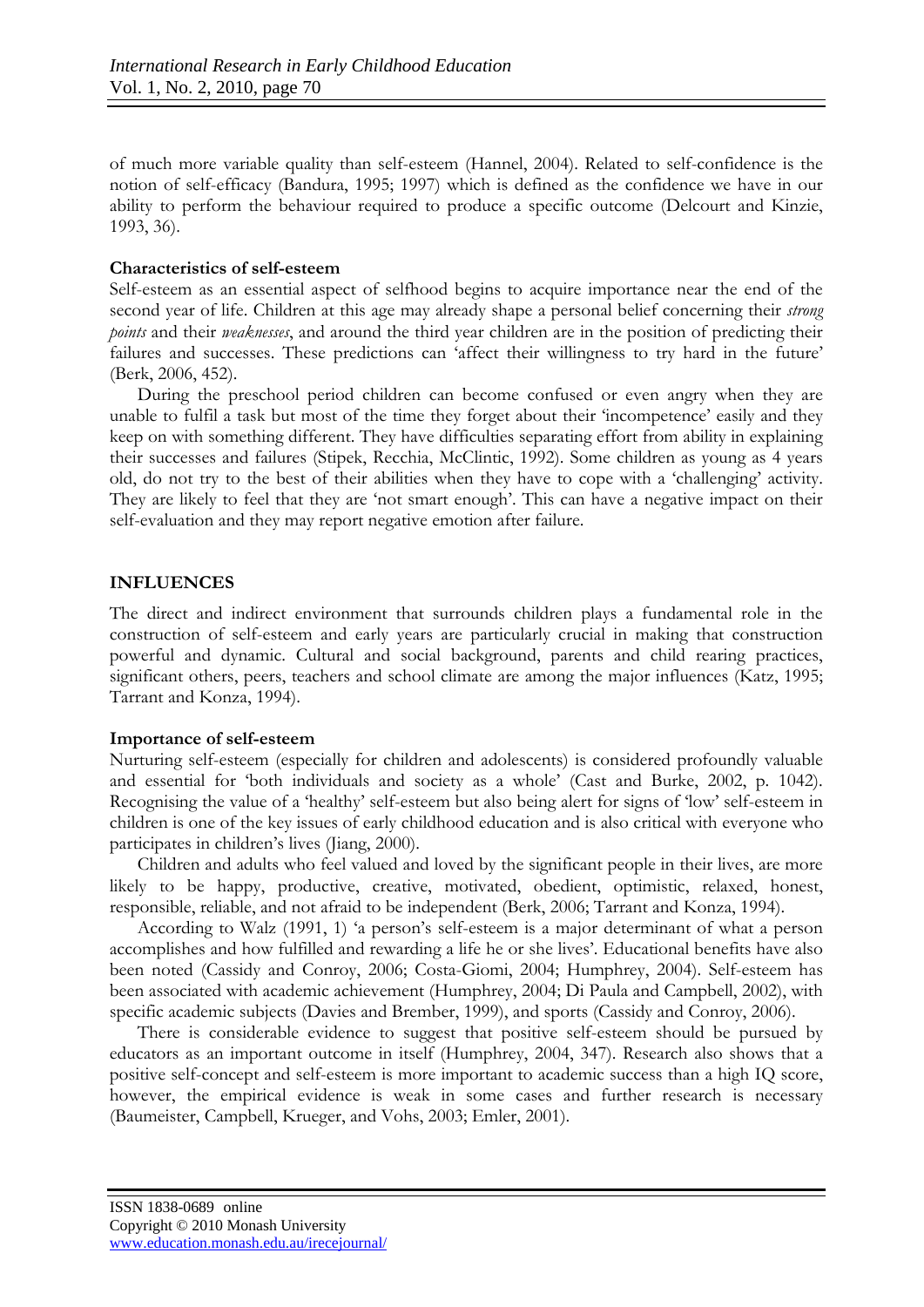of much more variable quality than self-esteem (Hannel, 2004). Related to self-confidence is the notion of self-efficacy (Bandura, 1995; 1997) which is defined as the confidence we have in our ability to perform the behaviour required to produce a specific outcome (Delcourt and Kinzie, 1993, 36).

### Characteristics of self-esteem

Self-esteem as an essential aspect of selfhood begins to acquire importance near the end of the second year of life. Children at this age may already shape a personal belief concerning their *strong points* and their *weaknesses*, and around the third year children are in the position of predicting their failures and successes. These predictions can 'affect their willingness to try hard in the future' (Berk, 2006, 452).

During the preschool period children can become confused or even angry when they are unable to fulfil a task but most of the time they forget about their 'incompetence' easily and they keep on with something different. They have difficulties separating effort from ability in explaining their successes and failures (Stipek, Recchia, McClintic, 1992). Some children as young as 4 years old, do not try to the best of their abilities when they have to cope with a 'challenging' activity. They are likely to feel that they are 'not smart enough'. This can have a negative impact on their self-evaluation and they may report negative emotion after failure.

## INFLUENCES

The direct and indirect environment that surrounds children plays a fundamental role in the construction of self-esteem and early years are particularly crucial in making that construction powerful and dynamic. Cultural and social background, parents and child rearing practices, significant others, peers, teachers and school climate are among the major influences (Katz, 1995; Tarrant and Konza, 1994).

### Importance of self-esteem

Nurturing self-esteem (especially for children and adolescents) is considered profoundly valuable and essential for 'both individuals and society as a whole' (Cast and Burke, 2002, p. 1042). Recognising the value of a 'healthy' self-esteem but also being alert for signs of 'low' self-esteem in children is one of the key issues of early childhood education and is also critical with everyone who participates in children's lives (Jiang, 2000).

Children and adults who feel valued and loved by the significant people in their lives, are more likely to be happy, productive, creative, motivated, obedient, optimistic, relaxed, honest, responsible, reliable, and not afraid to be independent (Berk, 2006; Tarrant and Konza, 1994).

According to Walz (1991, 1) 'a person's self-esteem is a major determinant of what a person accomplishes and how fulfilled and rewarding a life he or she lives'. Educational benefits have also been noted (Cassidy and Conroy, 2006; Costa-Giomi, 2004; Humphrey, 2004). Self-esteem has been associated with academic achievement (Humphrey, 2004; Di Paula and Campbell, 2002), with specific academic subjects (Davies and Brember, 1999), and sports (Cassidy and Conroy, 2006).

There is considerable evidence to suggest that positive self-esteem should be pursued by educators as an important outcome in itself (Humphrey, 2004, 347). Research also shows that a positive self-concept and self-esteem is more important to academic success than a high IQ score, however, the empirical evidence is weak in some cases and further research is necessary (Baumeister, Campbell, Krueger, and Vohs, 2003; Emler, 2001).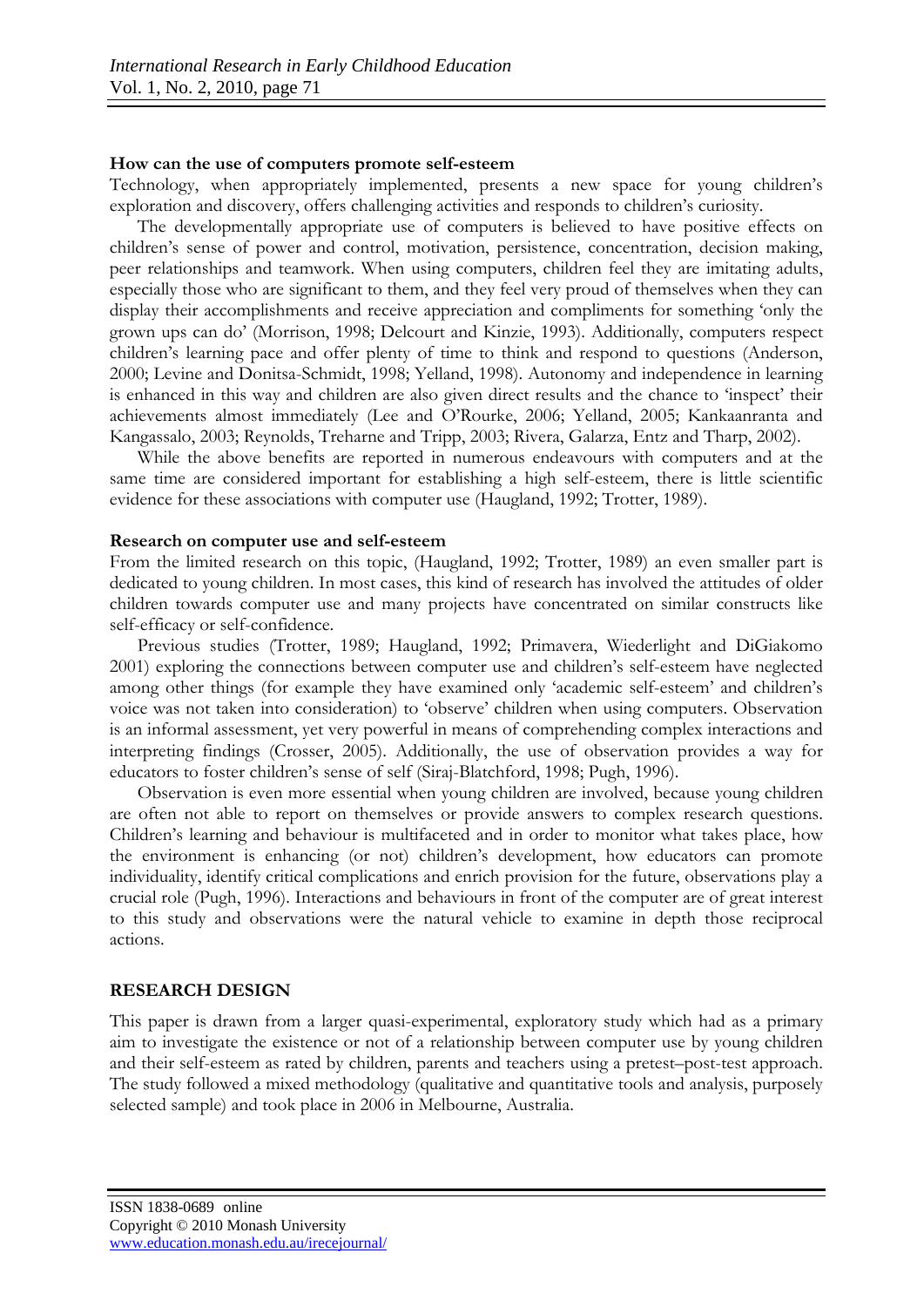### How can the use of computers promote self-esteem

Technology, when appropriately implemented, presents a new space for young children's exploration and discovery, offers challenging activities and responds to children's curiosity.

The developmentally appropriate use of computers is believed to have positive effects on children's sense of power and control, motivation, persistence, concentration, decision making, peer relationships and teamwork. When using computers, children feel they are imitating adults, especially those who are significant to them, and they feel very proud of themselves when they can display their accomplishments and receive appreciation and compliments for something 'only the grown ups can do' (Morrison, 1998; Delcourt and Kinzie, 1993). Additionally, computers respect children's learning pace and offer plenty of time to think and respond to questions (Anderson, 2000; Levine and Donitsa-Schmidt, 1998; Yelland, 1998). Autonomy and independence in learning is enhanced in this way and children are also given direct results and the chance to 'inspect' their achievements almost immediately (Lee and O'Rourke, 2006; Yelland, 2005; Kankaanranta and Kangassalo, 2003; Reynolds, Treharne and Tripp, 2003; Rivera, Galarza, Entz and Tharp, 2002).

While the above benefits are reported in numerous endeavours with computers and at the same time are considered important for establishing a high self-esteem, there is little scientific evidence for these associations with computer use (Haugland, 1992; Trotter, 1989).

### Research on computer use and self-esteem

From the limited research on this topic, (Haugland, 1992; Trotter, 1989) an even smaller part is dedicated to young children. In most cases, this kind of research has involved the attitudes of older children towards computer use and many projects have concentrated on similar constructs like self-efficacy or self-confidence.

Previous studies (Trotter, 1989; Haugland, 1992; Primavera, Wiederlight and DiGiakomo 2001) exploring the connections between computer use and children's self-esteem have neglected among other things (for example they have examined only 'academic self-esteem' and children's voice was not taken into consideration) to 'observe' children when using computers. Observation is an informal assessment, yet very powerful in means of comprehending complex interactions and interpreting findings (Crosser, 2005). Additionally, the use of observation provides a way for educators to foster children's sense of self (Siraj-Blatchford, 1998; Pugh, 1996).

Observation is even more essential when young children are involved, because young children are often not able to report on themselves or provide answers to complex research questions. Children's learning and behaviour is multifaceted and in order to monitor what takes place, how the environment is enhancing (or not) children's development, how educators can promote individuality, identify critical complications and enrich provision for the future, observations play a crucial role (Pugh, 1996). Interactions and behaviours in front of the computer are of great interest to this study and observations were the natural vehicle to examine in depth those reciprocal actions.

## RESEARCH DESIGN

This paper is drawn from a larger quasi-experimental, exploratory study which had as a primary aim to investigate the existence or not of a relationship between computer use by young children and their self-esteem as rated by children, parents and teachers using a pretest–post-test approach. The study followed a mixed methodology (qualitative and quantitative tools and analysis, purposely selected sample) and took place in 2006 in Melbourne, Australia.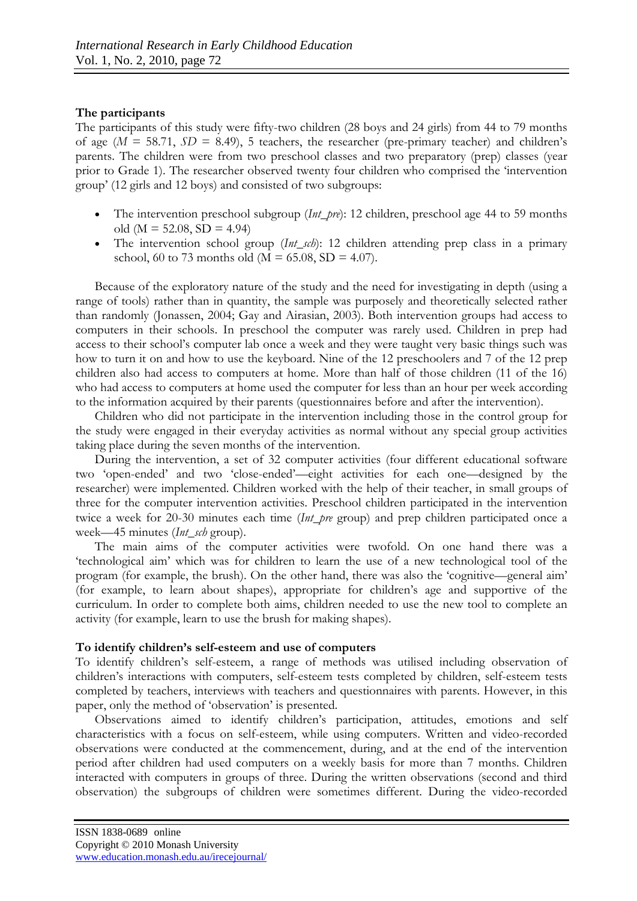### The participants

The participants of this study were fifty-two children (28 boys and 24 girls) from 44 to 79 months of age ($M$ = 58.71, $SD$ = 8.49), 5 teachers, the researcher (pre-primary teacher) and children's parents. The children were from two preschool classes and two preparatory (prep) classes (year prior to Grade 1). The researcher observed twenty four children who comprised the 'intervention group' (12 girls and 12 boys) and consisted of two subgroups:

- The intervention preschool subgroup (*Int_pre*): 12 children, preschool age 44 to 59 months old (M = 52.08, SD = 4.94)
- The intervention school group (*Int_sch*): 12 children attending prep class in a primary school, 60 to 73 months old (M = 65.08, SD = 4.07).

Because of the exploratory nature of the study and the need for investigating in depth (using a range of tools) rather than in quantity, the sample was purposely and theoretically selected rather than randomly (Jonassen, 2004; Gay and Airasian, 2003). Both intervention groups had access to computers in their schools. In preschool the computer was rarely used. Children in prep had access to their school's computer lab once a week and they were taught very basic things such was how to turn it on and how to use the keyboard. Nine of the 12 preschoolers and 7 of the 12 prep children also had access to computers at home. More than half of those children (11 of the 16) who had access to computers at home used the computer for less than an hour per week according to the information acquired by their parents (questionnaires before and after the intervention).

Children who did not participate in the intervention including those in the control group for the study were engaged in their everyday activities as normal without any special group activities taking place during the seven months of the intervention.

During the intervention, a set of 32 computer activities (four different educational software two 'open-ended' and two 'close-ended'—eight activities for each one—designed by the researcher) were implemented. Children worked with the help of their teacher, in small groups of three for the computer intervention activities. Preschool children participated in the intervention twice a week for 20-30 minutes each time (*Int_pre* group) and prep children participated once a week—45 minutes (*Int_sch* group).

The main aims of the computer activities were twofold. On one hand there was a 'technological aim' which was for children to learn the use of a new technological tool of the program (for example, the brush). On the other hand, there was also the 'cognitive—general aim' (for example, to learn about shapes), appropriate for children's age and supportive of the curriculum. In order to complete both aims, children needed to use the new tool to complete an activity (for example, learn to use the brush for making shapes).

### To identify children's self-esteem and use of computers

To identify children's self-esteem, a range of methods was utilised including observation of children's interactions with computers, self-esteem tests completed by children, self-esteem tests completed by teachers, interviews with teachers and questionnaires with parents. However, in this paper, only the method of 'observation' is presented.

Observations aimed to identify children's participation, attitudes, emotions and self characteristics with a focus on self-esteem, while using computers. Written and video-recorded observations were conducted at the commencement, during, and at the end of the intervention period after children had used computers on a weekly basis for more than 7 months. Children interacted with computers in groups of three. During the written observations (second and third observation) the subgroups of children were sometimes different. During the video-recorded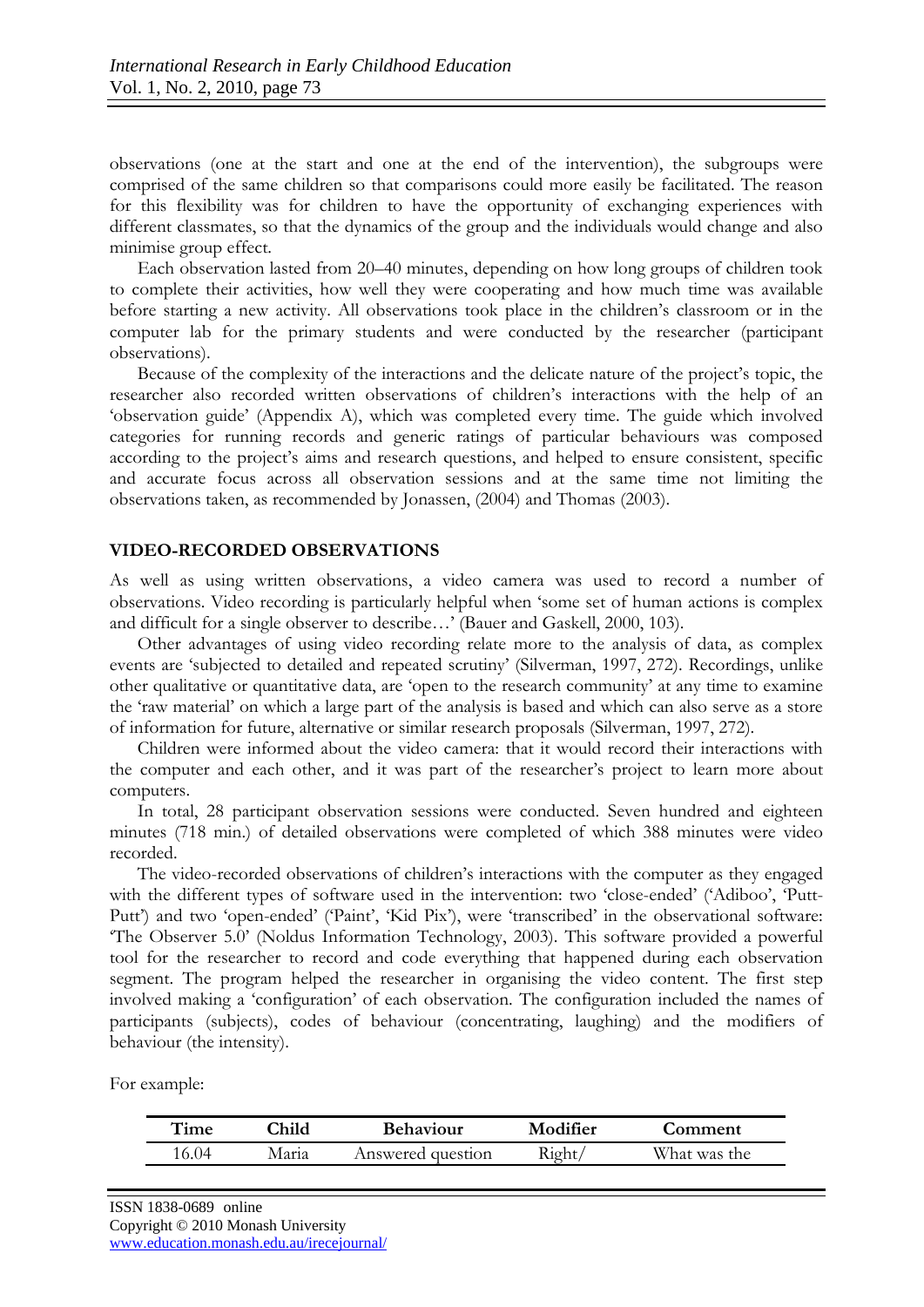observations (one at the start and one at the end of the intervention), the subgroups were comprised of the same children so that comparisons could more easily be facilitated. The reason for this flexibility was for children to have the opportunity of exchanging experiences with different classmates, so that the dynamics of the group and the individuals would change and also minimise group effect.

Each observation lasted from 20–40 minutes, depending on how long groups of children took to complete their activities, how well they were cooperating and how much time was available before starting a new activity. All observations took place in the children's classroom or in the computer lab for the primary students and were conducted by the researcher (participant observations).

Because of the complexity of the interactions and the delicate nature of the project's topic, the researcher also recorded written observations of children's interactions with the help of an 'observation guide' (Appendix A), which was completed every time. The guide which involved categories for running records and generic ratings of particular behaviours was composed according to the project's aims and research questions, and helped to ensure consistent, specific and accurate focus across all observation sessions and at the same time not limiting the observations taken, as recommended by Jonassen, (2004) and Thomas (2003).

## VIDEO-RECORDED OBSERVATIONS

As well as using written observations, a video camera was used to record a number of observations. Video recording is particularly helpful when 'some set of human actions is complex and difficult for a single observer to describe…' (Bauer and Gaskell, 2000, 103).

Other advantages of using video recording relate more to the analysis of data, as complex events are 'subjected to detailed and repeated scrutiny' (Silverman, 1997, 272). Recordings, unlike other qualitative or quantitative data, are 'open to the research community' at any time to examine the 'raw material' on which a large part of the analysis is based and which can also serve as a store of information for future, alternative or similar research proposals (Silverman, 1997, 272).

Children were informed about the video camera: that it would record their interactions with the computer and each other, and it was part of the researcher's project to learn more about computers.

In total, 28 participant observation sessions were conducted. Seven hundred and eighteen minutes (718 min.) of detailed observations were completed of which 388 minutes were video recorded.

The video-recorded observations of children's interactions with the computer as they engaged with the different types of software used in the intervention: two 'close-ended' ('Adiboo', 'Putt-Putt') and two 'open-ended' ('Paint', 'Kid Pix'), were 'transcribed' in the observational software: 'The Observer 5.0' (Noldus Information Technology, 2003). This software provided a powerful tool for the researcher to record and code everything that happened during each observation segment. The program helped the researcher in organising the video content. The first step involved making a 'configuration' of each observation. The configuration included the names of participants (subjects), codes of behaviour (concentrating, laughing) and the modifiers of behaviour (the intensity).

For example:

| Time | Child | Behaviour | Modifier | Comment |
|---|---|---|---|---|
| 16.04 | Maria | Answered question | Right/ | What was the |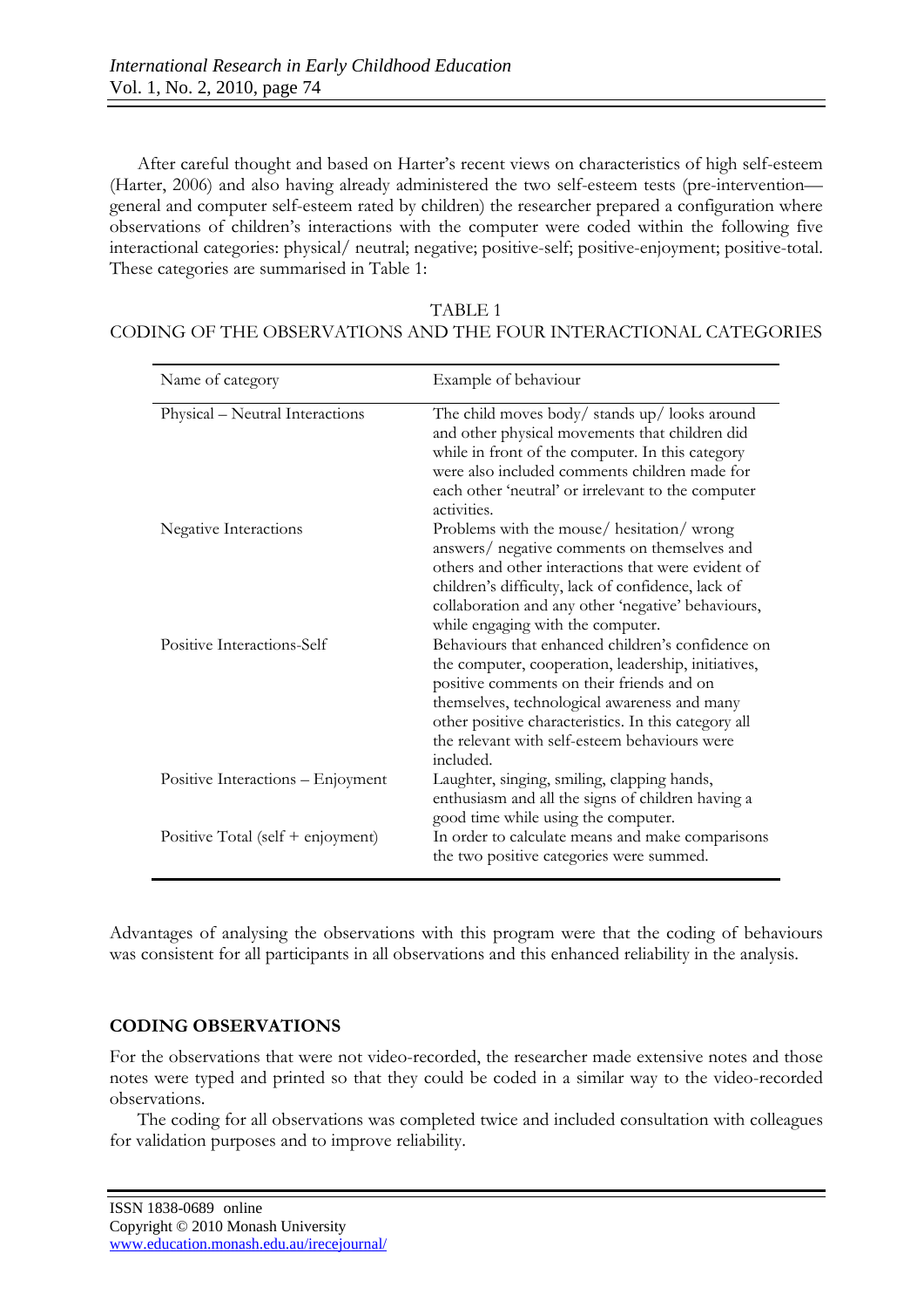After careful thought and based on Harter's recent views on characteristics of high self-esteem (Harter, 2006) and also having already administered the two self-esteem tests (pre-intervention—general and computer self-esteem rated by children) the researcher prepared a configuration where observations of children's interactions with the computer were coded within the following five interactional categories: physical/ neutral; negative; positive-self; positive-enjoyment; positive-total. These categories are summarised in Table 1:

TABLE 1
CODING OF THE OBSERVATIONS AND THE FOUR INTERACTIONAL CATEGORIES

| Name of category | Example of behaviour |
|---|---|
| Physical – Neutral Interactions | The child moves body/ stands up/ looks around and other physical movements that children did while in front of the computer. In this category were also included comments children made for each other 'neutral' or irrelevant to the computer activities. |
| Negative Interactions | Problems with the mouse/ hesitation/ wrong answers/ negative comments on themselves and others and other interactions that were evident of children's difficulty, lack of confidence, lack of collaboration and any other 'negative' behaviours, while engaging with the computer. |
| Positive Interactions-Self | Behaviours that enhanced children's confidence on the computer, cooperation, leadership, initiatives, positive comments on their friends and on themselves, technological awareness and many other positive characteristics. In this category all the relevant with self-esteem behaviours were included. |
| Positive Interactions – Enjoyment | Laughter, singing, smiling, clapping hands, enthusiasm and all the signs of children having a good time while using the computer. |
| Positive Total (self + enjoyment) | In order to calculate means and make comparisons the two positive categories were summed. |

Advantages of analysing the observations with this program were that the coding of behaviours was consistent for all participants in all observations and this enhanced reliability in the analysis.

## CODING OBSERVATIONS

For the observations that were not video-recorded, the researcher made extensive notes and those notes were typed and printed so that they could be coded in a similar way to the video-recorded observations.

The coding for all observations was completed twice and included consultation with colleagues for validation purposes and to improve reliability.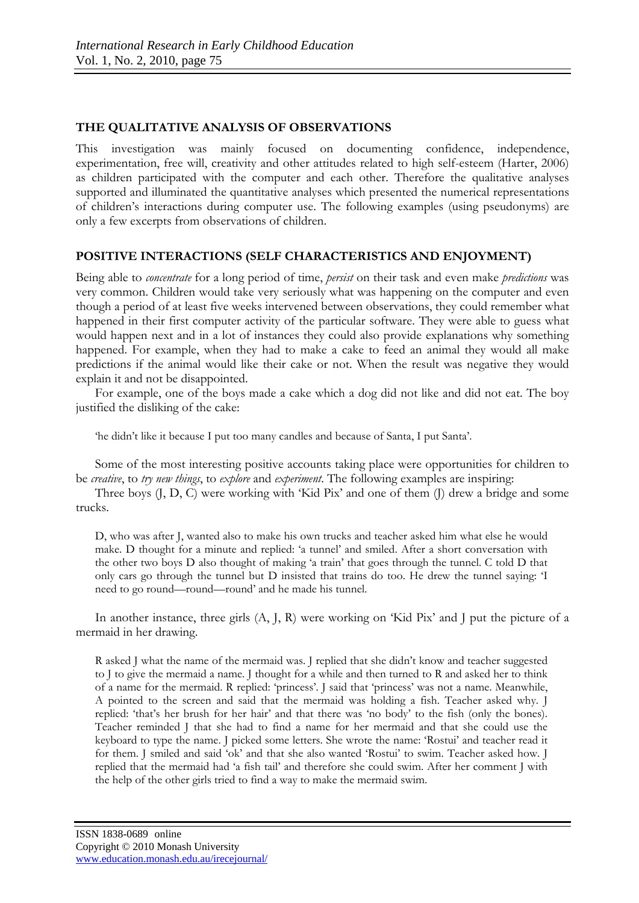## THE QUALITATIVE ANALYSIS OF OBSERVATIONS

This investigation was mainly focused on documenting confidence, independence, experimentation, free will, creativity and other attitudes related to high self-esteem (Harter, 2006) as children participated with the computer and each other. Therefore the qualitative analyses supported and illuminated the quantitative analyses which presented the numerical representations of children's interactions during computer use. The following examples (using pseudonyms) are only a few excerpts from observations of children.

## POSITIVE INTERACTIONS (SELF CHARACTERISTICS AND ENJOYMENT)

Being able to *concentrate* for a long period of time, *persist* on their task and even make *predictions* was very common. Children would take very seriously what was happening on the computer and even though a period of at least five weeks intervened between observations, they could remember what happened in their first computer activity of the particular software. They were able to guess what would happen next and in a lot of instances they could also provide explanations why something happened. For example, when they had to make a cake to feed an animal they would all make predictions if the animal would like their cake or not. When the result was negative they would explain it and not be disappointed.

For example, one of the boys made a cake which a dog did not like and did not eat. The boy justified the disliking of the cake:

> 'he didn't like it because I put too many candles and because of Santa, I put Santa'.

Some of the most interesting positive accounts taking place were opportunities for children to be *creative*, to *try new things*, to *explore* and *experiment*. The following examples are inspiring:

Three boys (J, D, C) were working with 'Kid Pix' and one of them (J) drew a bridge and some trucks.

> D, who was after J, wanted also to make his own trucks and teacher asked him what else he would make. D thought for a minute and replied: 'a tunnel' and smiled. After a short conversation with the other two boys D also thought of making 'a train' that goes through the tunnel. C told D that only cars go through the tunnel but D insisted that trains do too. He drew the tunnel saying: 'I need to go round—round—round' and he made his tunnel.

In another instance, three girls (A, J, R) were working on 'Kid Pix' and J put the picture of a mermaid in her drawing.

> R asked J what the name of the mermaid was. J replied that she didn't know and teacher suggested to J to give the mermaid a name. J thought for a while and then turned to R and asked her to think of a name for the mermaid. R replied: 'princess'. J said that 'princess' was not a name. Meanwhile, A pointed to the screen and said that the mermaid was holding a fish. Teacher asked why. J replied: 'that's her brush for her hair' and that there was 'no body' to the fish (only the bones). Teacher reminded J that she had to find a name for her mermaid and that she could use the keyboard to type the name. J picked some letters. She wrote the name: 'Rostui' and teacher read it for them. J smiled and said 'ok' and that she also wanted 'Rostui' to swim. Teacher asked how. J replied that the mermaid had 'a fish tail' and therefore she could swim. After her comment J with the help of the other girls tried to find a way to make the mermaid swim.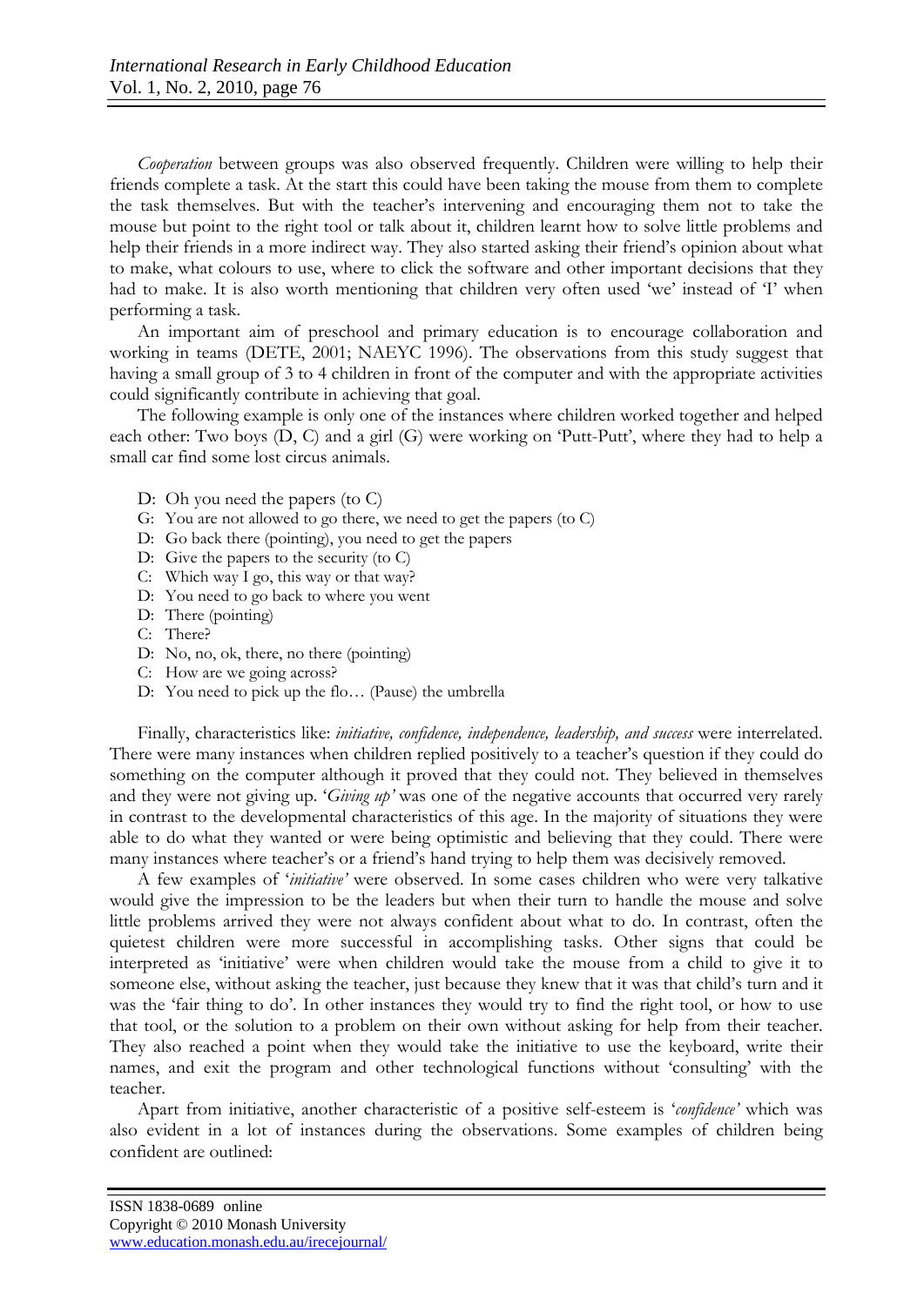*Cooperation* between groups was also observed frequently. Children were willing to help their friends complete a task. At the start this could have been taking the mouse from them to complete the task themselves. But with the teacher's intervening and encouraging them not to take the mouse but point to the right tool or talk about it, children learnt how to solve little problems and help their friends in a more indirect way. They also started asking their friend's opinion about what to make, what colours to use, where to click the software and other important decisions that they had to make. It is also worth mentioning that children very often used 'we' instead of 'I' when performing a task.

An important aim of preschool and primary education is to encourage collaboration and working in teams (DETE, 2001; NAEYC 1996). The observations from this study suggest that having a small group of 3 to 4 children in front of the computer and with the appropriate activities could significantly contribute in achieving that goal.

The following example is only one of the instances where children worked together and helped each other: Two boys (D, C) and a girl (G) were working on 'Putt-Putt', where they had to help a small car find some lost circus animals.

D: Oh you need the papers (to C)
G: You are not allowed to go there, we need to get the papers (to C)
D: Go back there (pointing), you need to get the papers
D: Give the papers to the security (to C)
C: Which way I go, this way or that way?
D: You need to go back to where you went
D: There (pointing)
C: There?
D: No, no, ok, there, no there (pointing)
C: How are we going across?
D: You need to pick up the flo… (Pause) the umbrella

Finally, characteristics like: *initiative, confidence, independence, leadership, and success* were interrelated. There were many instances when children replied positively to a teacher's question if they could do something on the computer although it proved that they could not. They believed in themselves and they were not giving up. '*Giving up'* was one of the negative accounts that occurred very rarely in contrast to the developmental characteristics of this age. In the majority of situations they were able to do what they wanted or were being optimistic and believing that they could. There were many instances where teacher's or a friend's hand trying to help them was decisively removed.

A few examples of '*initiative'* were observed. In some cases children who were very talkative would give the impression to be the leaders but when their turn to handle the mouse and solve little problems arrived they were not always confident about what to do. In contrast, often the quietest children were more successful in accomplishing tasks. Other signs that could be interpreted as 'initiative' were when children would take the mouse from a child to give it to someone else, without asking the teacher, just because they knew that it was that child's turn and it was the 'fair thing to do'. In other instances they would try to find the right tool, or how to use that tool, or the solution to a problem on their own without asking for help from their teacher. They also reached a point when they would take the initiative to use the keyboard, write their names, and exit the program and other technological functions without 'consulting' with the teacher.

Apart from initiative, another characteristic of a positive self-esteem is '*confidence'* which was also evident in a lot of instances during the observations. Some examples of children being confident are outlined: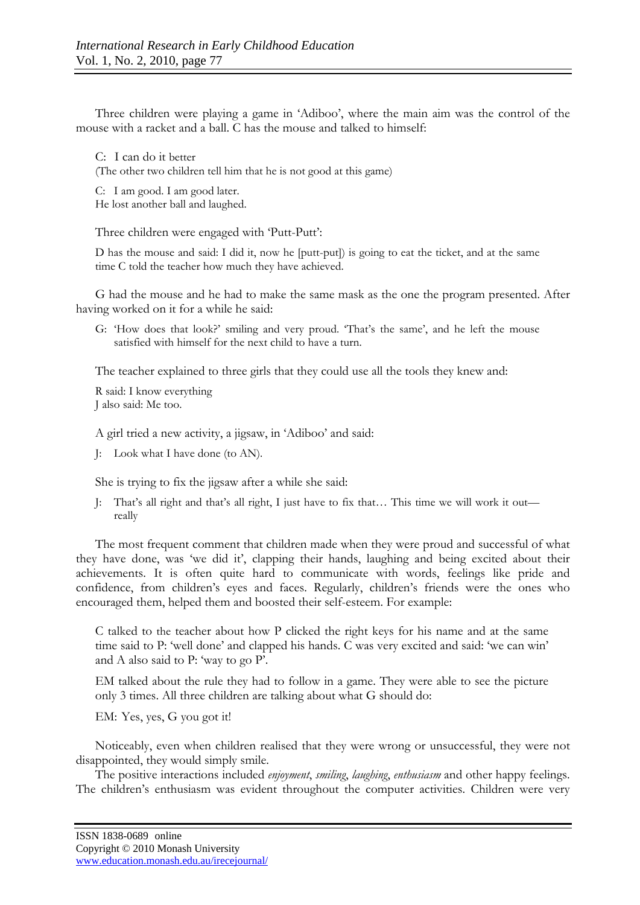Three children were playing a game in 'Adiboo', where the main aim was the control of the mouse with a racket and a ball. C has the mouse and talked to himself:

> C: I can do it better
> (The other two children tell him that he is not good at this game)
>
> C: I am good. I am good later.
> He lost another ball and laughed.

Three children were engaged with 'Putt-Putt':

> D has the mouse and said: I did it, now he [putt-put]) is going to eat the ticket, and at the same time C told the teacher how much they have achieved.

G had the mouse and he had to make the same mask as the one the program presented. After having worked on it for a while he said:

> G: 'How does that look?' smiling and very proud. 'That's the same', and he left the mouse satisfied with himself for the next child to have a turn.

The teacher explained to three girls that they could use all the tools they knew and:

> R said: I know everything
> J also said: Me too.

A girl tried a new activity, a jigsaw, in 'Adiboo' and said:

> J: Look what I have done (to AN).

She is trying to fix the jigsaw after a while she said:

> J: That's all right and that's all right, I just have to fix that… This time we will work it out—really

The most frequent comment that children made when they were proud and successful of what they have done, was 'we did it', clapping their hands, laughing and being excited about their achievements. It is often quite hard to communicate with words, feelings like pride and confidence, from children's eyes and faces. Regularly, children's friends were the ones who encouraged them, helped them and boosted their self-esteem. For example:

> C talked to the teacher about how P clicked the right keys for his name and at the same time said to P: 'well done' and clapped his hands. C was very excited and said: 'we can win' and A also said to P: 'way to go P'.
>
> EM talked about the rule they had to follow in a game. They were able to see the picture only 3 times. All three children are talking about what G should do:
>
> EM: Yes, yes, G you got it!

Noticeably, even when children realised that they were wrong or unsuccessful, they were not disappointed, they would simply smile.

The positive interactions included *enjoyment*, *smiling*, *laughing*, *enthusiasm* and other happy feelings. The children's enthusiasm was evident throughout the computer activities. Children were very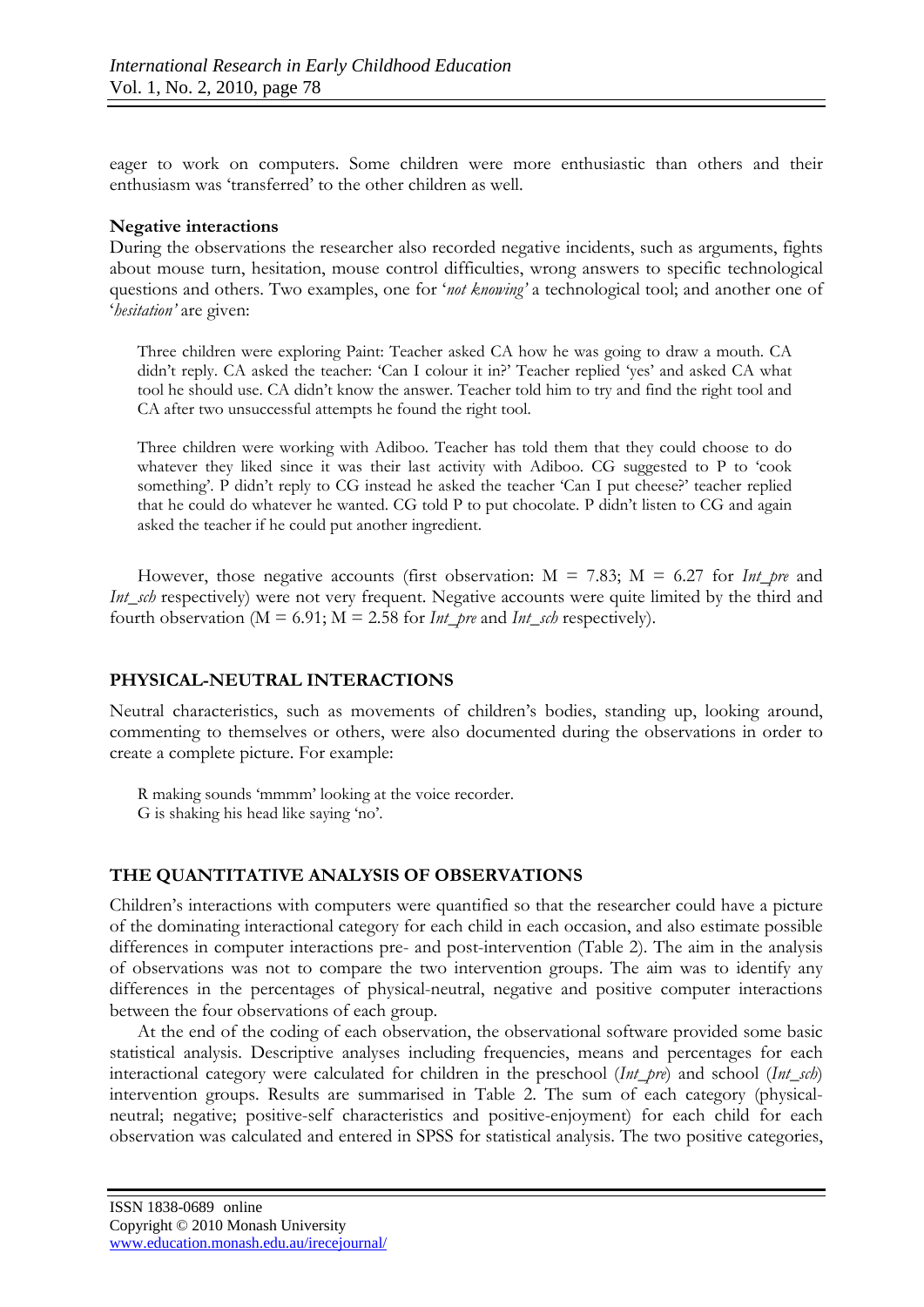eager to work on computers. Some children were more enthusiastic than others and their enthusiasm was 'transferred' to the other children as well.

**Negative interactions**

During the observations the researcher also recorded negative incidents, such as arguments, fights about mouse turn, hesitation, mouse control difficulties, wrong answers to specific technological questions and others. Two examples, one for '*not knowing'* a technological tool; and another one of '*hesitation'* are given:

> Three children were exploring Paint: Teacher asked CA how he was going to draw a mouth. CA didn't reply. CA asked the teacher: 'Can I colour it in?' Teacher replied 'yes' and asked CA what tool he should use. CA didn't know the answer. Teacher told him to try and find the right tool and CA after two unsuccessful attempts he found the right tool.

> Three children were working with Adiboo. Teacher has told them that they could choose to do whatever they liked since it was their last activity with Adiboo. CG suggested to P to 'cook something'. P didn't reply to CG instead he asked the teacher 'Can I put cheese?' teacher replied that he could do whatever he wanted. CG told P to put chocolate. P didn't listen to CG and again asked the teacher if he could put another ingredient.

However, those negative accounts (first observation: $M = 7.83$; $M = 6.27$ for *Int_pre* and *Int_sch* respectively) were not very frequent. Negative accounts were quite limited by the third and fourth observation ($M = 6.91$; $M = 2.58$ for *Int_pre* and *Int_sch* respectively).

## PHYSICAL-NEUTRAL INTERACTIONS

Neutral characteristics, such as movements of children's bodies, standing up, looking around, commenting to themselves or others, were also documented during the observations in order to create a complete picture. For example:

> R making sounds 'mmmm' looking at the voice recorder.
> G is shaking his head like saying 'no'.

## THE QUANTITATIVE ANALYSIS OF OBSERVATIONS

Children's interactions with computers were quantified so that the researcher could have a picture of the dominating interactional category for each child in each occasion, and also estimate possible differences in computer interactions pre- and post-intervention (Table 2). The aim in the analysis of observations was not to compare the two intervention groups. The aim was to identify any differences in the percentages of physical-neutral, negative and positive computer interactions between the four observations of each group.

At the end of the coding of each observation, the observational software provided some basic statistical analysis. Descriptive analyses including frequencies, means and percentages for each interactional category were calculated for children in the preschool (*Int_pre*) and school (*Int_sch*) intervention groups. Results are summarised in Table 2. The sum of each category (physical-neutral; negative; positive-self characteristics and positive-enjoyment) for each child for each observation was calculated and entered in SPSS for statistical analysis. The two positive categories,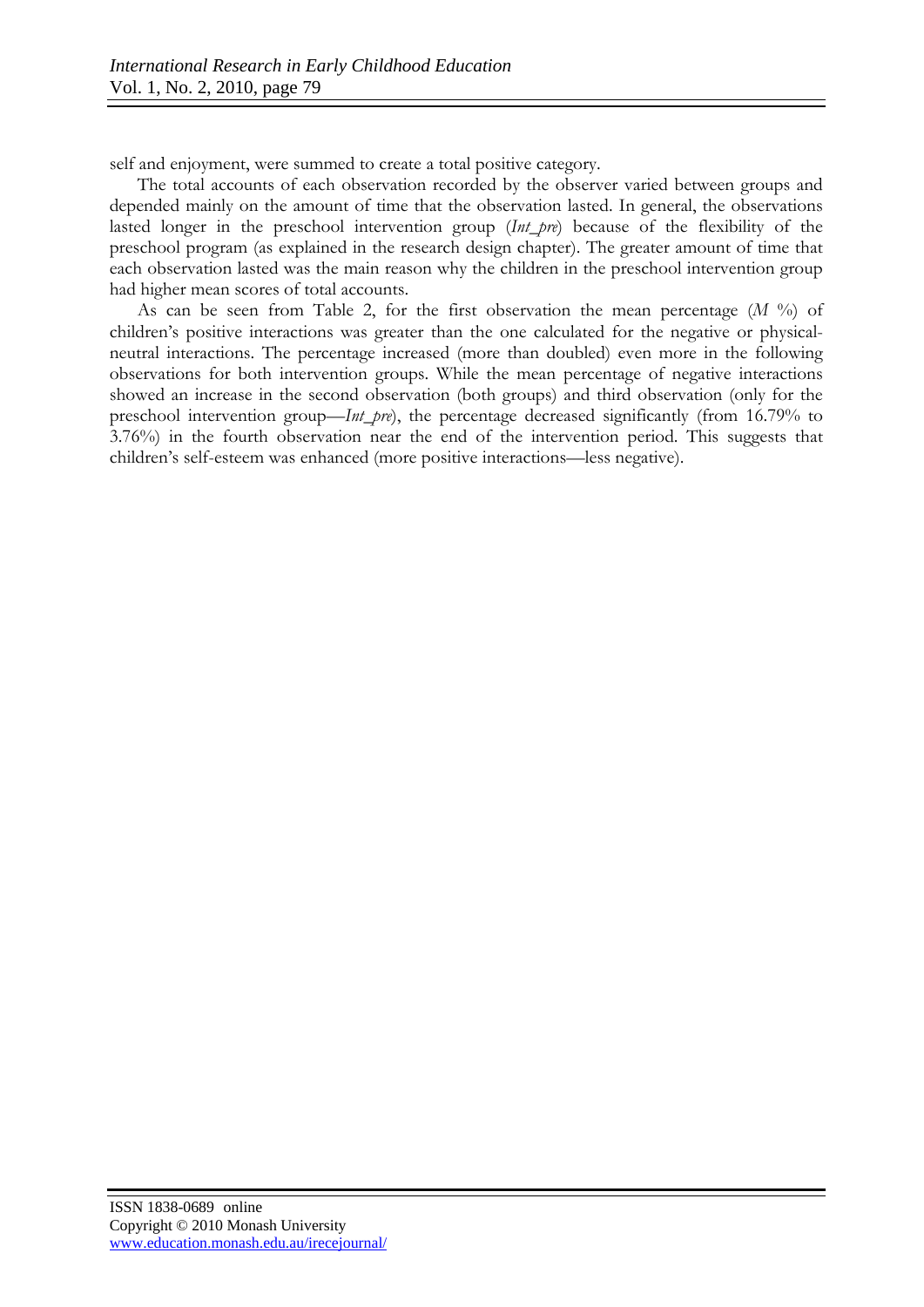self and enjoyment, were summed to create a total positive category.

The total accounts of each observation recorded by the observer varied between groups and depended mainly on the amount of time that the observation lasted. In general, the observations lasted longer in the preschool intervention group (*Int_pre*) because of the flexibility of the preschool program (as explained in the research design chapter). The greater amount of time that each observation lasted was the main reason why the children in the preschool intervention group had higher mean scores of total accounts.

As can be seen from Table 2, for the first observation the mean percentage (*M* %) of children's positive interactions was greater than the one calculated for the negative or physical-neutral interactions. The percentage increased (more than doubled) even more in the following observations for both intervention groups. While the mean percentage of negative interactions showed an increase in the second observation (both groups) and third observation (only for the preschool intervention group—*Int_pre*), the percentage decreased significantly (from 16.79% to 3.76%) in the fourth observation near the end of the intervention period. This suggests that children's self-esteem was enhanced (more positive interactions—less negative).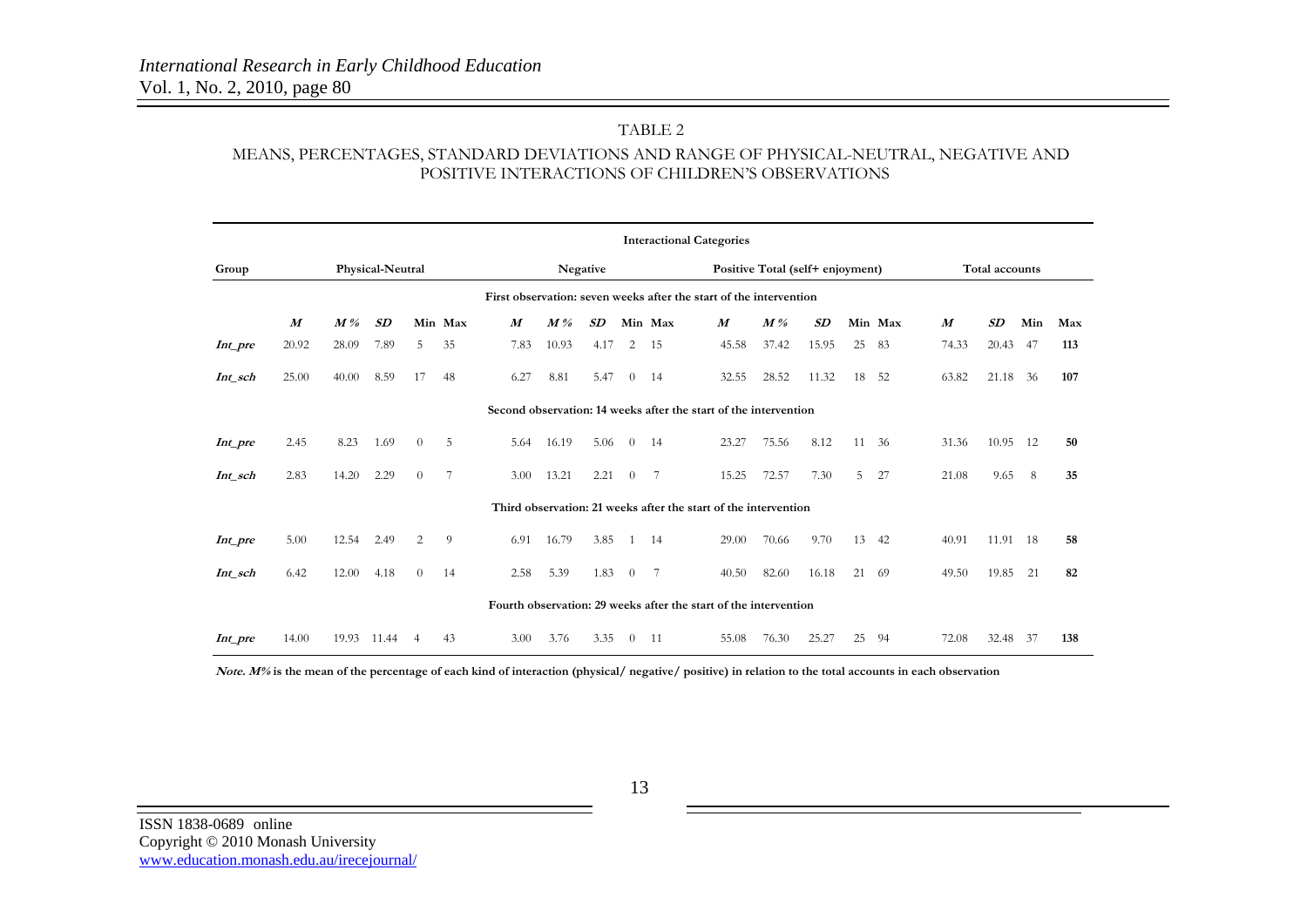TABLE 2

MEANS, PERCENTAGES, STANDARD DEVIATIONS AND RANGE OF PHYSICAL-NEUTRAL, NEGATIVE AND POSITIVE INTERACTIONS OF CHILDREN'S OBSERVATIONS

| | Interactional Categories | | | | | | | | | | | | | | | | | | | |
|---|---|---|---|---|---|---|---|---|---|---|---|---|---|---|---|---|---|---|---|---|
| **Group** | **Physical-Neutral** | | | | | **Negative** | | | | | **Positive Total (self+ enjoyment)** | | | | | **Total accounts** | | | |
| **First observation: seven weeks after the start of the intervention** | | | | | | | | | | | | | | | | | | | | |
| | ***M*** | ***M %*** | ***SD*** | **Min** | **Max** | ***M*** | ***M %*** | ***SD*** | **Min** | **Max** | ***M*** | ***M %*** | ***SD*** | **Min** | **Max** | ***M*** | ***SD*** | **Min** | **Max** |
| ***Int_pre*** | 20.92 | 28.09 | 7.89 | 5 | 35 | 7.83 | 10.93 | 4.17 | 2 | 15 | 45.58 | 37.42 | 15.95 | 25 | 83 | 74.33 | 20.43 | 47 | **113** |
| ***Int_sch*** | 25.00 | 40.00 | 8.59 | 17 | 48 | 6.27 | 8.81 | 5.47 | 0 | 14 | 32.55 | 28.52 | 11.32 | 18 | 52 | 63.82 | 21.18 | 36 | **107** |
| **Second observation: 14 weeks after the start of the intervention** | | | | | | | | | | | | | | | | | | | |
| ***Int_pre*** | 2.45 | 8.23 | 1.69 | 0 | 5 | 5.64 | 16.19 | 5.06 | 0 | 14 | 23.27 | 75.56 | 8.12 | 11 | 36 | 31.36 | 10.95 | 12 | **50** |
| ***Int_sch*** | 2.83 | 14.20 | 2.29 | 0 | 7 | 3.00 | 13.21 | 2.21 | 0 | 7 | 15.25 | 72.57 | 7.30 | 5 | 27 | 21.08 | 9.65 | 8 | **35** |
| **Third observation: 21 weeks after the start of the intervention** | | | | | | | | | | | | | | | | | | | |
| ***Int_pre*** | 5.00 | 12.54 | 2.49 | 2 | 9 | 6.91 | 16.79 | 3.85 | 1 | 14 | 29.00 | 70.66 | 9.70 | 13 | 42 | 40.91 | 11.91 | 18 | **58** |
| ***Int_sch*** | 6.42 | 12.00 | 4.18 | 0 | 14 | 2.58 | 5.39 | 1.83 | 0 | 7 | 40.50 | 82.60 | 16.18 | 21 | 69 | 49.50 | 19.85 | 21 | **82** |
| **Fourth observation: 29 weeks after the start of the intervention** | | | | | | | | | | | | | | | | | | | |
| ***Int_pre*** | 14.00 | 19.93 | 11.44 | 4 | 43 | 3.00 | 3.76 | 3.35 | 0 | 11 | 55.08 | 76.30 | 25.27 | 25 | 94 | 72.08 | 32.48 | 37 | **138** |

***Note. M%*** **is the mean of the percentage of each kind of interaction (physical/ negative/ positive) in relation to the total accounts in each observation**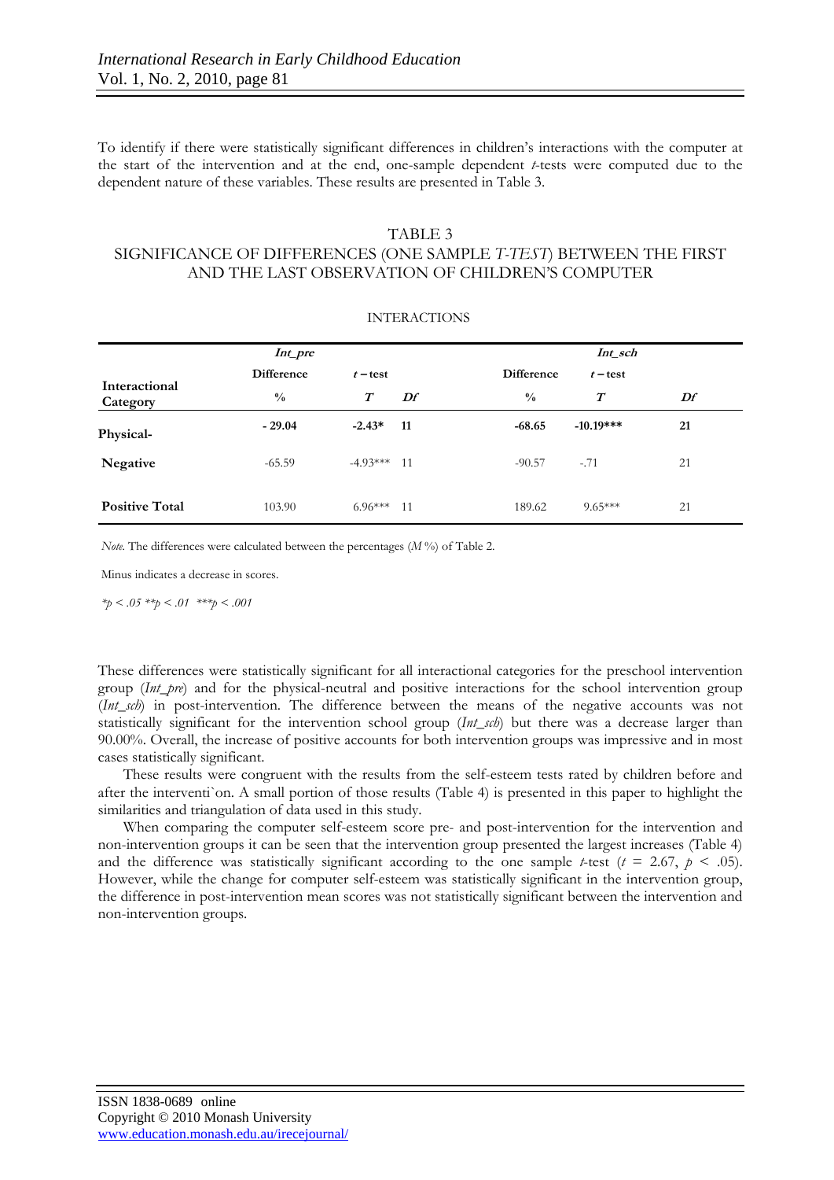To identify if there were statistically significant differences in children's interactions with the computer at the start of the intervention and at the end, one-sample dependent *t*-tests were computed due to the dependent nature of these variables. These results are presented in Table 3.

TABLE 3

SIGNIFICANCE OF DIFFERENCES (ONE SAMPLE *T-TEST*) BETWEEN THE FIRST AND THE LAST OBSERVATION OF CHILDREN'S COMPUTER INTERACTIONS

| | ***Int_pre*** | | | ***Int_sch*** | | |
|---|---|---|---|---|---|---|
| | **Difference** | ***t* – test** | | **Difference** | ***t* – test** | |
| **Interactional Category** | **%** | ***T*** | ***Df*** | **%** | ***T*** | ***Df*** |
| **Physical-** | **- 29.04** | **-2.43*** | **11** | **-68.65** | **-10.19***** | **21** |
| **Negative** | -65.59 | -4.93*** | 11 | -90.57 | -.71 | 21 |
| **Positive Total** | 103.90 | 6.96*** | 11 | 189.62 | 9.65*** | 21 |

*Note.* The differences were calculated between the percentages (*M* %) of Table 2.

Minus indicates a decrease in scores.

$^{*}p < .05$ $^{**}p < .01$ $^{***}p < .001$

These differences were statistically significant for all interactional categories for the preschool intervention group (*Int_pre*) and for the physical-neutral and positive interactions for the school intervention group (*Int_sch*) in post-intervention. The difference between the means of the negative accounts was not statistically significant for the intervention school group (*Int_sch*) but there was a decrease larger than 90.00%. Overall, the increase of positive accounts for both intervention groups was impressive and in most cases statistically significant.

These results were congruent with the results from the self-esteem tests rated by children before and after the interventi`on. A small portion of those results (Table 4) is presented in this paper to highlight the similarities and triangulation of data used in this study.

When comparing the computer self-esteem score pre- and post-intervention for the intervention and non-intervention groups it can be seen that the intervention group presented the largest increases (Table 4) and the difference was statistically significant according to the one sample *t*-test ($t = 2.67$, $p < .05$). However, while the change for computer self-esteem was statistically significant in the intervention group, the difference in post-intervention mean scores was not statistically significant between the intervention and non-intervention groups.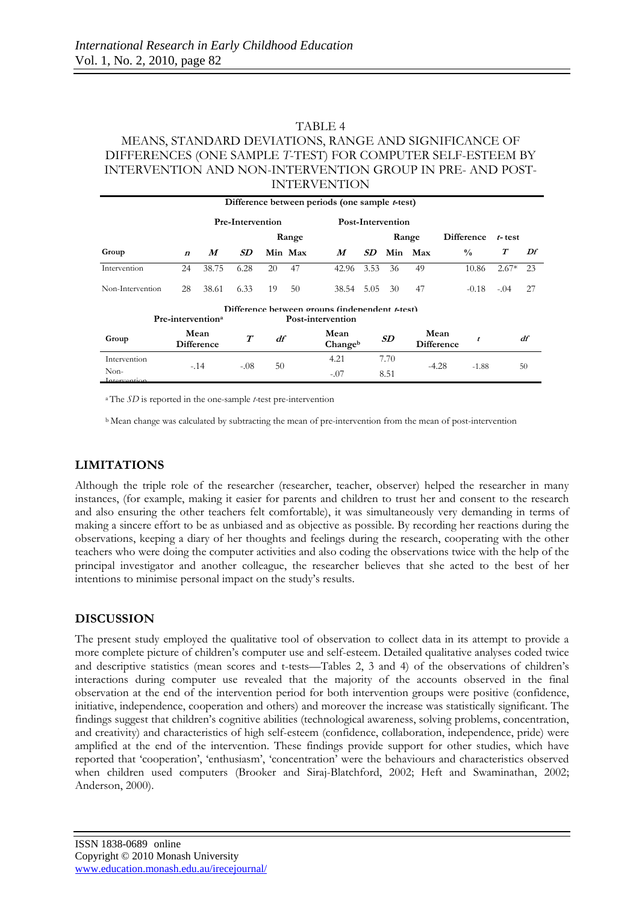TABLE 4

MEANS, STANDARD DEVIATIONS, RANGE AND SIGNIFICANCE OF DIFFERENCES (ONE SAMPLE *T*-TEST) FOR COMPUTER SELF-ESTEEM BY INTERVENTION AND NON-INTERVENTION GROUP IN PRE- AND POST-INTERVENTION

| Difference between periods (one sample *t*-test) | | | | | | | | | | | | | |
|---|---|---|---|---|---|---|---|---|---|---|---|---|---|
| | | Pre-Intervention | | | | Post-Intervention | | | | | | | |
| | | | | Range | | | | Range | | Difference | *t*- test | | |
| Group | *n* | *M* | *SD* | Min | Max | *M* | *SD* | Min | Max | % | *T* | *Df* | |
| Intervention | 24 | 38.75 | 6.28 | 20 | 47 | 42.96 | 3.53 | 36 | 49 | 10.86 | 2.67* | 23 | |
| Non-Intervention | 28 | 38.61 | 6.33 | 19 | 50 | 38.54 | 5.05 | 30 | 47 | -0.18 | -.04 | 27 | |

| Difference between groups (independent *t*-test) | | | | | | | | |
|---|---|---|---|---|---|---|---|---|
| | Pre-intervention[a] | | | Post-intervention | | | | |
| Group | Mean Difference | *T* | *df* | Mean Change[b] | *SD* | Mean Difference | *t* | *df* |
| Intervention | -.14 | -.08 | 50 | 4.21 | 7.70 | -4.28 | -1.88 | 50 |
| Non-Intervention | | | | -.07 | 8.51 | | | |

[a] The *SD* is reported in the one-sample *t*-test pre-intervention

[b] Mean change was calculated by subtracting the mean of pre-intervention from the mean of post-intervention

## LIMITATIONS

Although the triple role of the researcher (researcher, teacher, observer) helped the researcher in many instances, (for example, making it easier for parents and children to trust her and consent to the research and also ensuring the other teachers felt comfortable), it was simultaneously very demanding in terms of making a sincere effort to be as unbiased and as objective as possible. By recording her reactions during the observations, keeping a diary of her thoughts and feelings during the research, cooperating with the other teachers who were doing the computer activities and also coding the observations twice with the help of the principal investigator and another colleague, the researcher believes that she acted to the best of her intentions to minimise personal impact on the study's results.

## DISCUSSION

The present study employed the qualitative tool of observation to collect data in its attempt to provide a more complete picture of children's computer use and self-esteem. Detailed qualitative analyses coded twice and descriptive statistics (mean scores and t-tests—Tables 2, 3 and 4) of the observations of children's interactions during computer use revealed that the majority of the accounts observed in the final observation at the end of the intervention period for both intervention groups were positive (confidence, initiative, independence, cooperation and others) and moreover the increase was statistically significant. The findings suggest that children's cognitive abilities (technological awareness, solving problems, concentration, and creativity) and characteristics of high self-esteem (confidence, collaboration, independence, pride) were amplified at the end of the intervention. These findings provide support for other studies, which have reported that 'cooperation', 'enthusiasm', 'concentration' were the behaviours and characteristics observed when children used computers (Brooker and Siraj-Blatchford, 2002; Heft and Swaminathan, 2002; Anderson, 2000).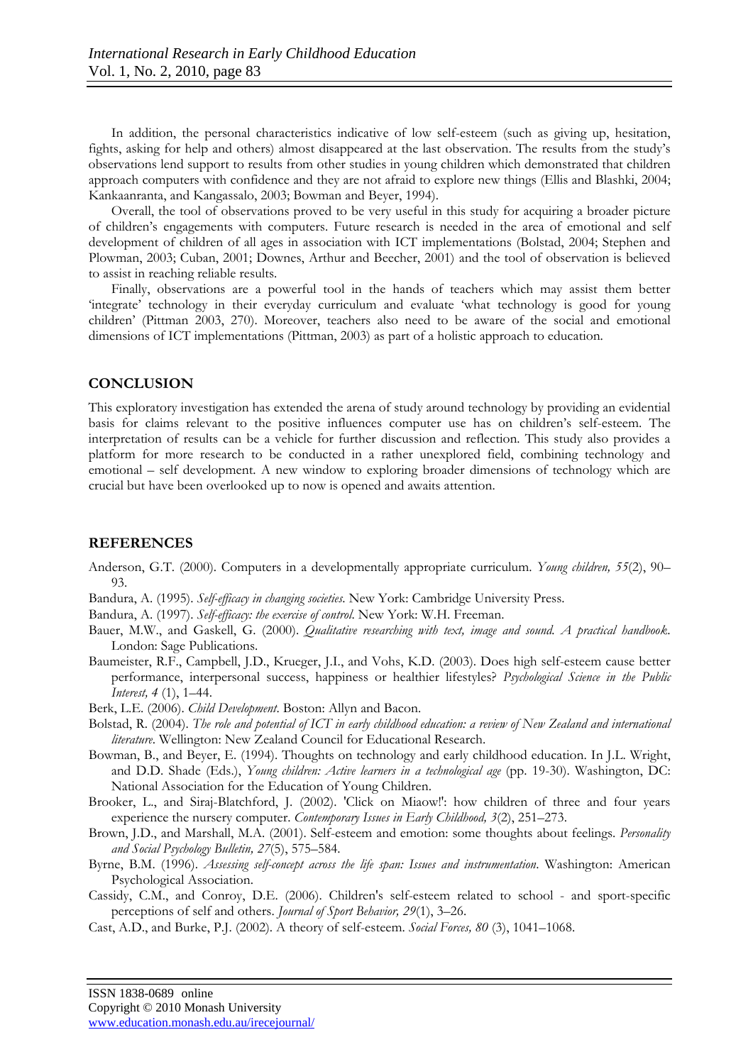In addition, the personal characteristics indicative of low self-esteem (such as giving up, hesitation, fights, asking for help and others) almost disappeared at the last observation. The results from the study's observations lend support to results from other studies in young children which demonstrated that children approach computers with confidence and they are not afraid to explore new things (Ellis and Blashki, 2004; Kankaanranta, and Kangassalo, 2003; Bowman and Beyer, 1994).

Overall, the tool of observations proved to be very useful in this study for acquiring a broader picture of children's engagements with computers. Future research is needed in the area of emotional and self development of children of all ages in association with ICT implementations (Bolstad, 2004; Stephen and Plowman, 2003; Cuban, 2001; Downes, Arthur and Beecher, 2001) and the tool of observation is believed to assist in reaching reliable results.

Finally, observations are a powerful tool in the hands of teachers which may assist them better 'integrate' technology in their everyday curriculum and evaluate 'what technology is good for young children' (Pittman 2003, 270). Moreover, teachers also need to be aware of the social and emotional dimensions of ICT implementations (Pittman, 2003) as part of a holistic approach to education.

## CONCLUSION

This exploratory investigation has extended the arena of study around technology by providing an evidential basis for claims relevant to the positive influences computer use has on children's self-esteem. The interpretation of results can be a vehicle for further discussion and reflection. This study also provides a platform for more research to be conducted in a rather unexplored field, combining technology and emotional – self development. A new window to exploring broader dimensions of technology which are crucial but have been overlooked up to now is opened and awaits attention.

## REFERENCES

Anderson, G.T. (2000). Computers in a developmentally appropriate curriculum. *Young children, 55*(2), 90–93.

Bandura, A. (1995). *Self-efficacy in changing societies*. New York: Cambridge University Press.

Bandura, A. (1997). *Self-efficacy: the exercise of control*. New York: W.H. Freeman.

Bauer, M.W., and Gaskell, G. (2000). *Qualitative researching with text, image and sound. A practical handbook*. London: Sage Publications.

Baumeister, R.F., Campbell, J.D., Krueger, J.I., and Vohs, K.D. (2003). Does high self-esteem cause better performance, interpersonal success, happiness or healthier lifestyles? *Psychological Science in the Public Interest, 4* (1), 1–44.

Berk, L.E. (2006). *Child Development*. Boston: Allyn and Bacon.

Bolstad, R. (2004). *The role and potential of ICT in early childhood education: a review of New Zealand and international literature*. Wellington: New Zealand Council for Educational Research.

Bowman, B., and Beyer, E. (1994). Thoughts on technology and early childhood education. In J.L. Wright, and D.D. Shade (Eds.), *Young children: Active learners in a technological age* (pp. 19-30). Washington, DC: National Association for the Education of Young Children.

Brooker, L., and Siraj-Blatchford, J. (2002). 'Click on Miaow!': how children of three and four years experience the nursery computer. *Contemporary Issues in Early Childhood, 3*(2), 251–273.

Brown, J.D., and Marshall, M.A. (2001). Self-esteem and emotion: some thoughts about feelings. *Personality and Social Psychology Bulletin, 27*(5), 575–584.

Byrne, B.M. (1996). *Assessing self-concept across the life span: Issues and instrumentation*. Washington: American Psychological Association.

Cassidy, C.M., and Conroy, D.E. (2006). Children's self-esteem related to school - and sport-specific perceptions of self and others. *Journal of Sport Behavior, 29*(1), 3–26.

Cast, A.D., and Burke, P.J. (2002). A theory of self-esteem. *Social Forces, 80* (3), 1041–1068.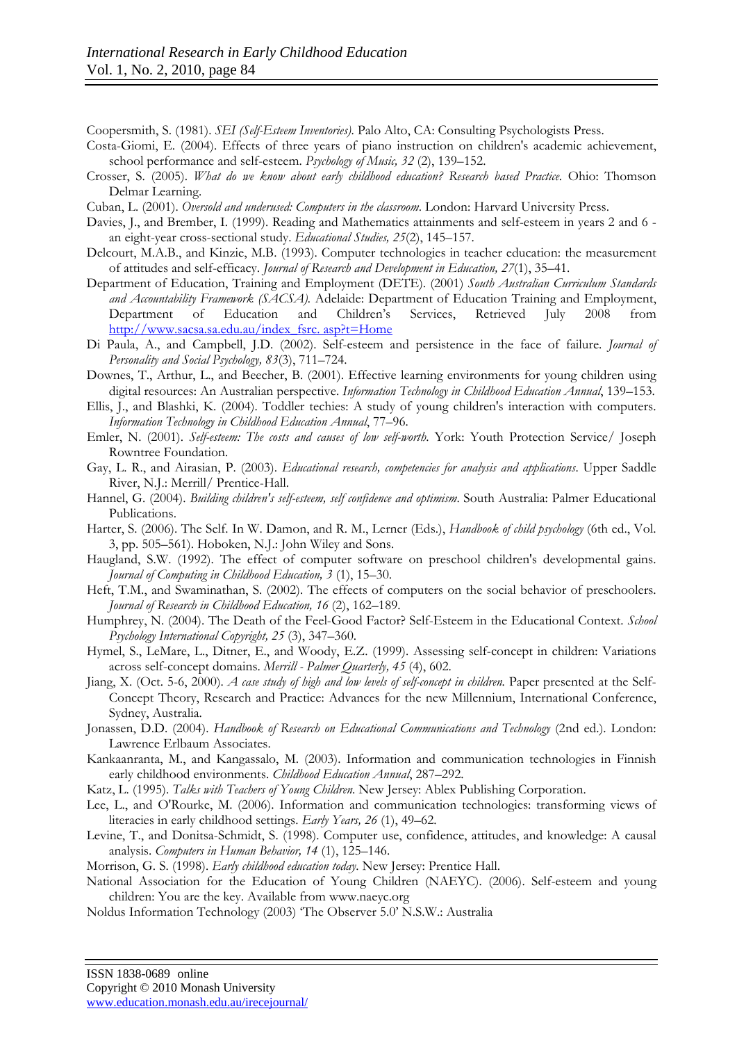Coopersmith, S. (1981). *SEI (Self-Esteem Inventories)*. Palo Alto, CA: Consulting Psychologists Press.

Costa-Giomi, E. (2004). Effects of three years of piano instruction on children's academic achievement, school performance and self-esteem. *Psychology of Music, 32* (2), 139–152.

Crosser, S. (2005). *What do we know about early childhood education? Research based Practice*. Ohio: Thomson Delmar Learning.

Cuban, L. (2001). *Oversold and underused: Computers in the classroom*. London: Harvard University Press.

Davies, J., and Brember, I. (1999). Reading and Mathematics attainments and self-esteem in years 2 and 6 - an eight-year cross-sectional study. *Educational Studies, 25*(2), 145–157.

Delcourt, M.A.B., and Kinzie, M.B. (1993). Computer technologies in teacher education: the measurement of attitudes and self-efficacy. *Journal of Research and Development in Education, 27*(1), 35–41.

Department of Education, Training and Employment (DETE). (2001) *South Australian Curriculum Standards and Accountability Framework (SACSA)*. Adelaide: Department of Education Training and Employment, Department of Education and Children's Services, Retrieved July 2008 from http://www.sacsa.sa.edu.au/index_fsrc. asp?t=Home

Di Paula, A., and Campbell, J.D. (2002). Self-esteem and persistence in the face of failure. *Journal of Personality and Social Psychology, 83*(3), 711–724.

Downes, T., Arthur, L., and Beecher, B. (2001). Effective learning environments for young children using digital resources: An Australian perspective. *Information Technology in Childhood Education Annual*, 139–153.

Ellis, J., and Blashki, K. (2004). Toddler techies: A study of young children's interaction with computers. *Information Technology in Childhood Education Annual*, 77–96.

Emler, N. (2001). *Self-esteem: The costs and causes of low self-worth*. York: Youth Protection Service/ Joseph Rowntree Foundation.

Gay, L. R., and Airasian, P. (2003). *Educational research, competencies for analysis and applications*. Upper Saddle River, N.J.: Merrill/ Prentice-Hall.

Hannel, G. (2004). *Building children's self-esteem, self confidence and optimism*. South Australia: Palmer Educational Publications.

Harter, S. (2006). The Self. In W. Damon, and R. M., Lerner (Eds.), *Handbook of child psychology* (6th ed., Vol. 3, pp. 505–561). Hoboken, N.J.: John Wiley and Sons.

Haugland, S.W. (1992). The effect of computer software on preschool children's developmental gains. *Journal of Computing in Childhood Education, 3* (1), 15–30.

Heft, T.M., and Swaminathan, S. (2002). The effects of computers on the social behavior of preschoolers. *Journal of Research in Childhood Education, 16* (2), 162–189.

Humphrey, N. (2004). The Death of the Feel-Good Factor? Self-Esteem in the Educational Context. *School Psychology International Copyright, 25* (3), 347–360.

Hymel, S., LeMare, L., Ditner, E., and Woody, E.Z. (1999). Assessing self-concept in children: Variations across self-concept domains. *Merrill - Palmer Quarterly, 45* (4), 602.

Jiang, X. (Oct. 5-6, 2000). *A case study of high and low levels of self-concept in children*. Paper presented at the Self-Concept Theory, Research and Practice: Advances for the new Millennium, International Conference, Sydney, Australia.

Jonassen, D.D. (2004). *Handbook of Research on Educational Communications and Technology* (2nd ed.). London: Lawrence Erlbaum Associates.

Kankaanranta, M., and Kangassalo, M. (2003). Information and communication technologies in Finnish early childhood environments. *Childhood Education Annual*, 287–292.

Katz, L. (1995). *Talks with Teachers of Young Children*. New Jersey: Ablex Publishing Corporation.

Lee, L., and O'Rourke, M. (2006). Information and communication technologies: transforming views of literacies in early childhood settings. *Early Years, 26* (1), 49–62.

Levine, T., and Donitsa-Schmidt, S. (1998). Computer use, confidence, attitudes, and knowledge: A causal analysis. *Computers in Human Behavior, 14* (1), 125–146.

Morrison, G. S. (1998). *Early childhood education today*. New Jersey: Prentice Hall.

National Association for the Education of Young Children (NAEYC). (2006). Self-esteem and young children: You are the key. Available from www.naeyc.org

Noldus Information Technology (2003) 'The Observer 5.0' N.S.W.: Australia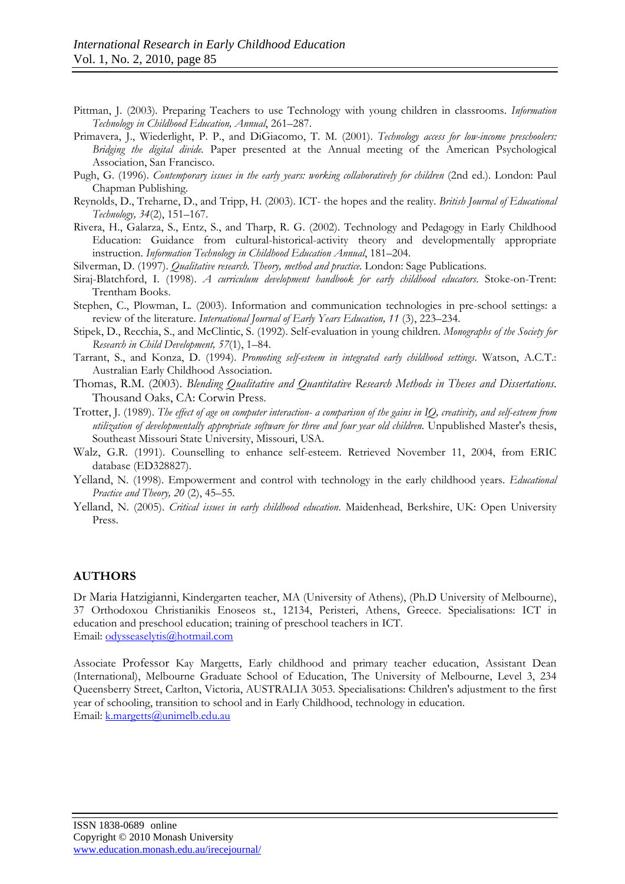Pittman, J. (2003). Preparing Teachers to use Technology with young children in classrooms. *Information Technology in Childhood Education, Annual*, 261–287.

Primavera, J., Wiederlight, P. P., and DiGiacomo, T. M. (2001). *Technology access for low-income preschoolers: Bridging the digital divide.* Paper presented at the Annual meeting of the American Psychological Association, San Francisco.

Pugh, G. (1996). *Contemporary issues in the early years: working collaboratively for children* (2nd ed.). London: Paul Chapman Publishing.

Reynolds, D., Treharne, D., and Tripp, H. (2003). ICT- the hopes and the reality. *British Journal of Educational Technology, 34*(2), 151–167.

Rivera, H., Galarza, S., Entz, S., and Tharp, R. G. (2002). Technology and Pedagogy in Early Childhood Education: Guidance from cultural-historical-activity theory and developmentally appropriate instruction. *Information Technology in Childhood Education Annual*, 181–204.

Silverman, D. (1997). *Qualitative research. Theory, method and practice.* London: Sage Publications.

Siraj-Blatchford, I. (1998). *A curriculum development handbook for early childhood educators.* Stoke-on-Trent: Trentham Books.

Stephen, C., Plowman, L. (2003). Information and communication technologies in pre-school settings: a review of the literature. *International Journal of Early Years Education, 11* (3), 223–234.

Stipek, D., Recchia, S., and McClintic, S. (1992). Self-evaluation in young children. *Monographs of the Society for Research in Child Development, 57*(1), 1–84.

Tarrant, S., and Konza, D. (1994). *Promoting self-esteem in integrated early childhood settings.* Watson, A.C.T.: Australian Early Childhood Association.

Thomas, R.M. (2003). *Blending Qualitative and Quantitative Research Methods in Theses and Dissertations.* Thousand Oaks, CA: Corwin Press.

Trotter, J. (1989). *The effect of age on computer interaction- a comparison of the gains in IQ, creativity, and self-esteem from utilization of developmentally appropriate software for three and four year old children.* Unpublished Master's thesis, Southeast Missouri State University, Missouri, USA.

Walz, G.R. (1991). Counselling to enhance self-esteem. Retrieved November 11, 2004, from ERIC database (ED328827).

Yelland, N. (1998). Empowerment and control with technology in the early childhood years. *Educational Practice and Theory, 20* (2), 45–55.

Yelland, N. (2005). *Critical issues in early childhood education.* Maidenhead, Berkshire, UK: Open University Press.

## AUTHORS

Dr Maria Hatzigianni, Kindergarten teacher, MA (University of Athens), (Ph.D University of Melbourne), 37 Orthodoxou Christianikis Enoseos st., 12134, Peristeri, Athens, Greece. Specialisations: ICT in education and preschool education; training of preschool teachers in ICT.
Email: odysseaselytis@hotmail.com

Associate Professor Kay Margetts, Early childhood and primary teacher education, Assistant Dean (International), Melbourne Graduate School of Education, The University of Melbourne, Level 3, 234 Queensberry Street, Carlton, Victoria, AUSTRALIA 3053. Specialisations: Children's adjustment to the first year of schooling, transition to school and in Early Childhood, technology in education.
Email: k.margetts@unimelb.edu.au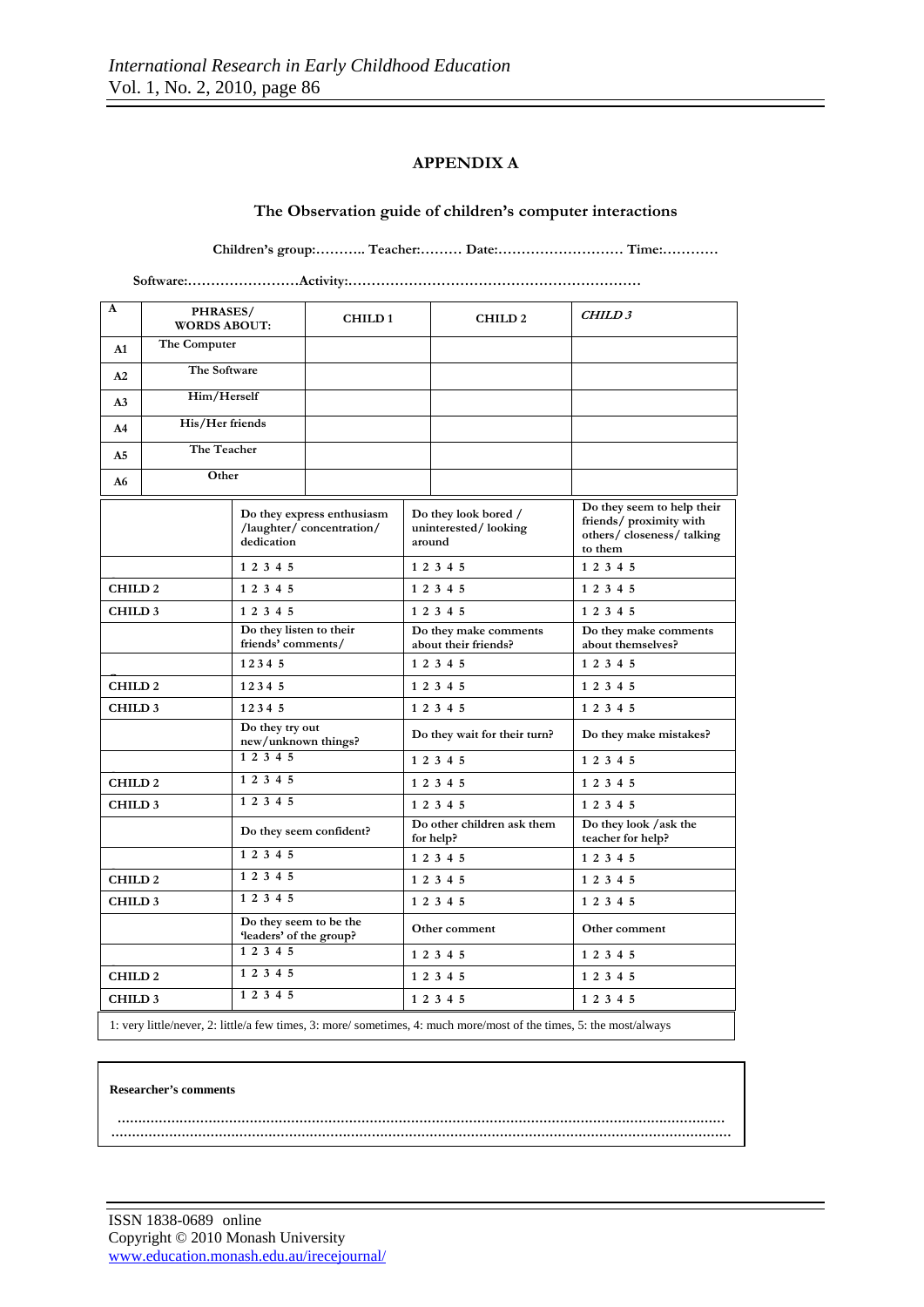# APPENDIX A

## The Observation guide of children's computer interactions

**Children's group:……….. Teacher:……… Date:……………………… Time:…………**

**Software:……………………Activity:………………………………………………………**

| A | PHRASES/ WORDS ABOUT: | CHILD 1 | CHILD 2 | *CHILD 3* |
|---|---|---|---|---|
| A1 | The Computer | | | |
| A2 | The Software | | | |
| A3 | Him/Herself | | | |
| A4 | His/Her friends | | | |
| A5 | The Teacher | | | |
| A6 | Other | | | |

| | | | |
|---|---|---|---|
| | Do they express enthusiasm /laughter/ concentration/ dedication | Do they look bored / uninterested/ looking around | Do they seem to help their friends/ proximity with others/ closeness/ talking to them |
| | 1 2 3 4 5 | 1 2 3 4 5 | 1 2 3 4 5 |
| CHILD 2 | 1 2 3 4 5 | 1 2 3 4 5 | 1 2 3 4 5 |
| CHILD 3 | 1 2 3 4 5 | 1 2 3 4 5 | 1 2 3 4 5 |
| | Do they listen to their friends' comments/ | Do they make comments about their friends? | Do they make comments about themselves? |
| | 1 2 3 4 5 | 1 2 3 4 5 | 1 2 3 4 5 |
| CHILD 2 | 1 2 3 4 5 | 1 2 3 4 5 | 1 2 3 4 5 |
| CHILD 3 | 1 2 3 4 5 | 1 2 3 4 5 | 1 2 3 4 5 |
| | Do they try out new/unknown things? | Do they wait for their turn? | Do they make mistakes? |
| | 1 2 3 4 5 | 1 2 3 4 5 | 1 2 3 4 5 |
| CHILD 2 | 1 2 3 4 5 | 1 2 3 4 5 | 1 2 3 4 5 |
| CHILD 3 | 1 2 3 4 5 | 1 2 3 4 5 | 1 2 3 4 5 |
| | Do they seem confident? | Do other children ask them for help? | Do they look /ask the teacher for help? |
| | 1 2 3 4 5 | 1 2 3 4 5 | 1 2 3 4 5 |
| CHILD 2 | 1 2 3 4 5 | 1 2 3 4 5 | 1 2 3 4 5 |
| CHILD 3 | 1 2 3 4 5 | 1 2 3 4 5 | 1 2 3 4 5 |
| | Do they seem to be the 'leaders' of the group? | Other comment | Other comment |
| | 1 2 3 4 5 | 1 2 3 4 5 | 1 2 3 4 5 |
| CHILD 2 | 1 2 3 4 5 | 1 2 3 4 5 | 1 2 3 4 5 |
| CHILD 3 | 1 2 3 4 5 | 1 2 3 4 5 | 1 2 3 4 5 |

1: very little/never, 2: little/a few times, 3: more/ sometimes, 4: much more/most of the times, 5: the most/always

**Researcher's comments**

…………………………………………………………………………………………………………………………………
…………………………………………………………………………………………………………………………………